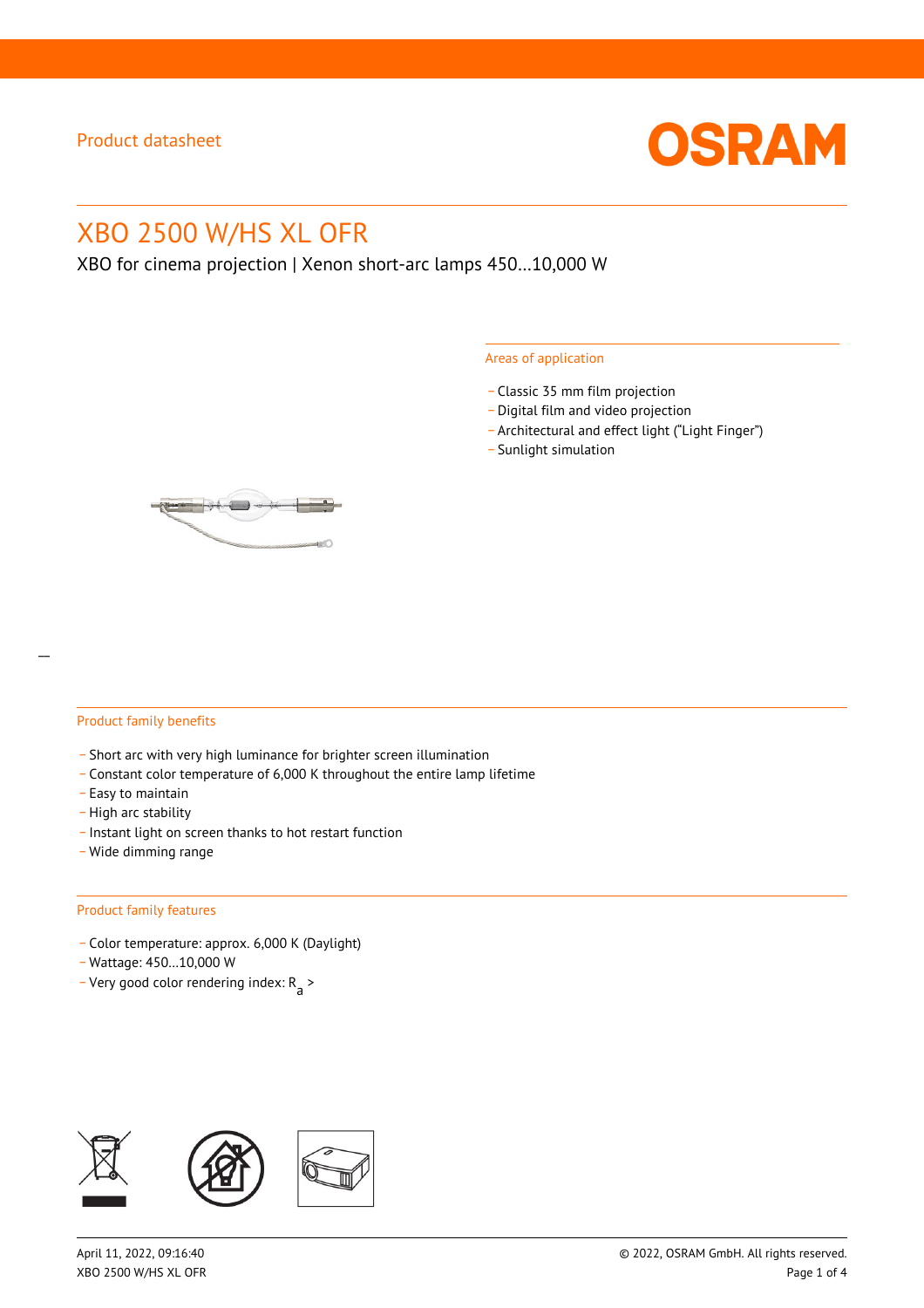Product datasheet

# XBO 2500 W/HS XL OFR

XBO for cinema projection | Xenon short-arc lamps 450…10,000 W

## Areas of application

- Classic 35 mm film projection
- Digital film and video projection
- Architectural and effect light (“Light Finger”)
- Sunlight simulation

## Product family benefits

- Short arc with very high luminance for brighter screen illumination
- Constant color temperature of 6,000 K throughout the entire lamp lifetime
- Easy to maintain
- High arc stability
- Instant light on screen thanks to hot restart function
- Wide dimming range

## Product family features

- Color temperature: approx. 6,000 K (Daylight)
- Wattage: 450…10,000 W
- Very good color rendering index: $R_a$ >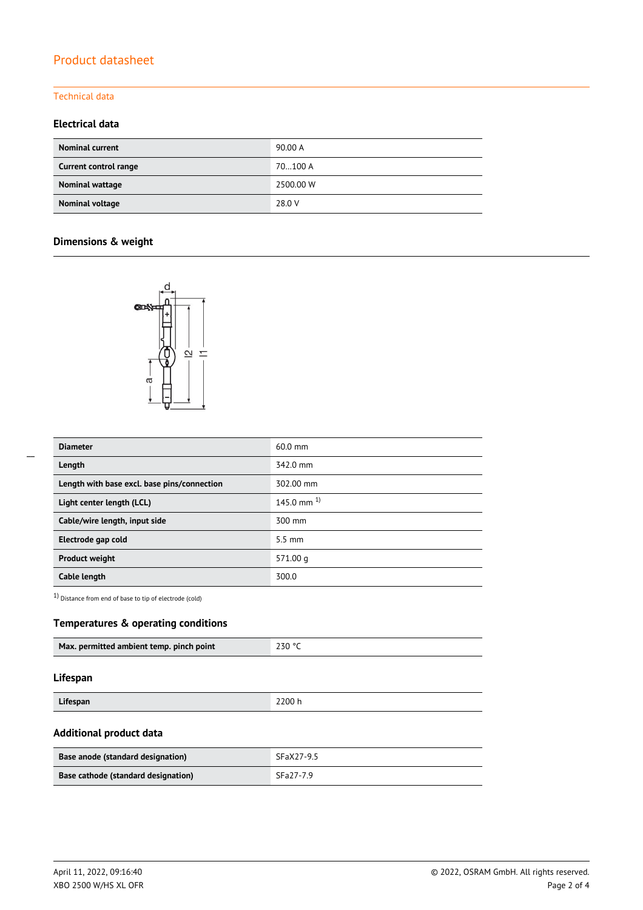# Product datasheet

## Technical data

### Electrical data

| Nominal current | 90.00 A |
|---|---|
| Current control range | 70…100 A |
| Nominal wattage | 2500.00 W |
| Nominal voltage | 28.0 V |

### Dimensions & weight

| Diameter | 60.0 mm |
|---|---|
| Length | 342.0 mm |
| Length with base excl. base pins/connection | 302.00 mm |
| Light center length (LCL) | 145.0 mm [1] |
| Cable/wire length, input side | 300 mm |
| Electrode gap cold | 5.5 mm |
| Product weight | 571.00 g |
| Cable length | 300.0 |

[1] Distance from end of base to tip of electrode (cold)

### Temperatures & operating conditions

| Max. permitted ambient temp. pinch point | 230 °C |
|---|---|

### Lifespan

| Lifespan | 2200 h |
|---|---|

### Additional product data

| Base anode (standard designation) | SFaX27-9.5 |
|---|---|
| Base cathode (standard designation) | SFa27-7.9 |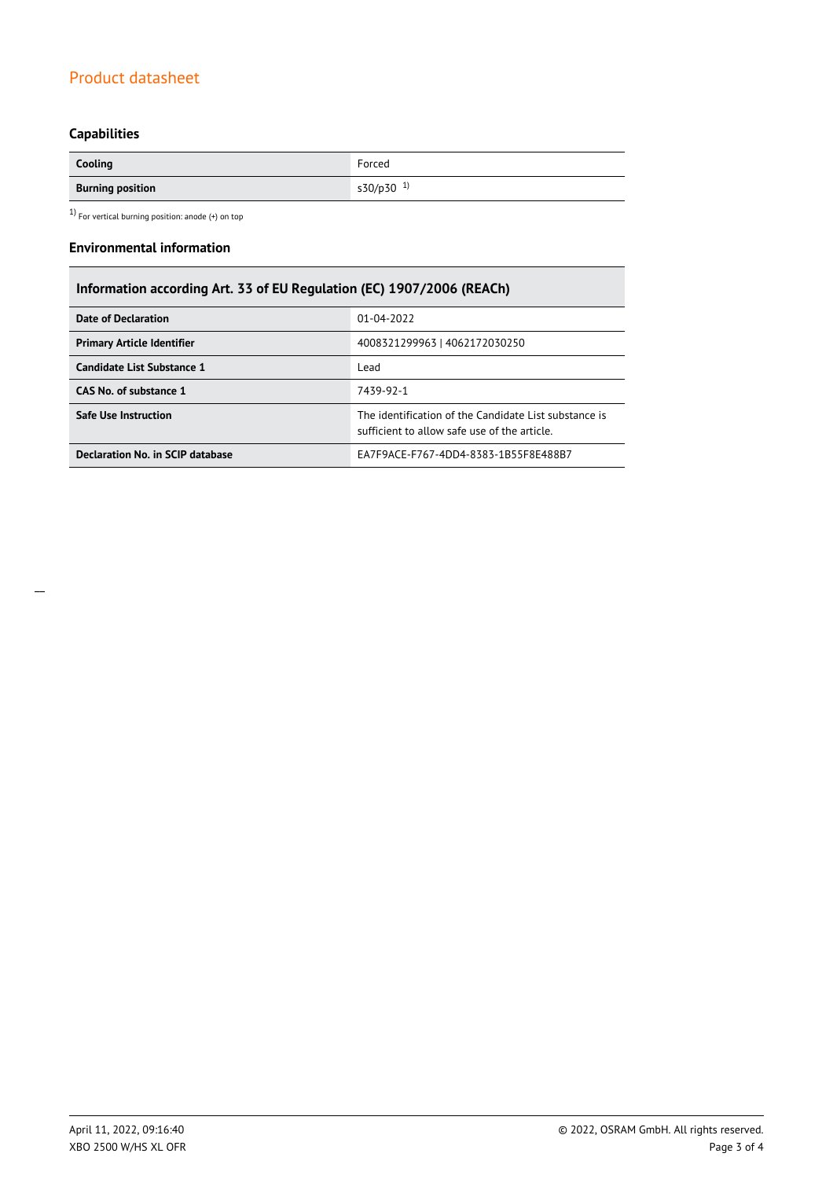## Capabilities

| Cooling | Forced |
|---|---|
| **Burning position** | s30/p30 [1] |

[1] For vertical burning position: anode (+) on top

## Environmental information

| Information according Art. 33 of EU Regulation (EC) 1907/2006 (REACh) | |
|---|---|
| **Date of Declaration** | 01-04-2022 |
| **Primary Article Identifier** | 4008321299963 \| 4062172030250 |
| **Candidate List Substance 1** | Lead |
| **CAS No. of substance 1** | 7439-92-1 |
| **Safe Use Instruction** | The identification of the Candidate List substance is sufficient to allow safe use of the article. |
| **Declaration No. in SCIP database** | EA7F9ACE-F767-4DD4-8383-1B55F8E488B7 |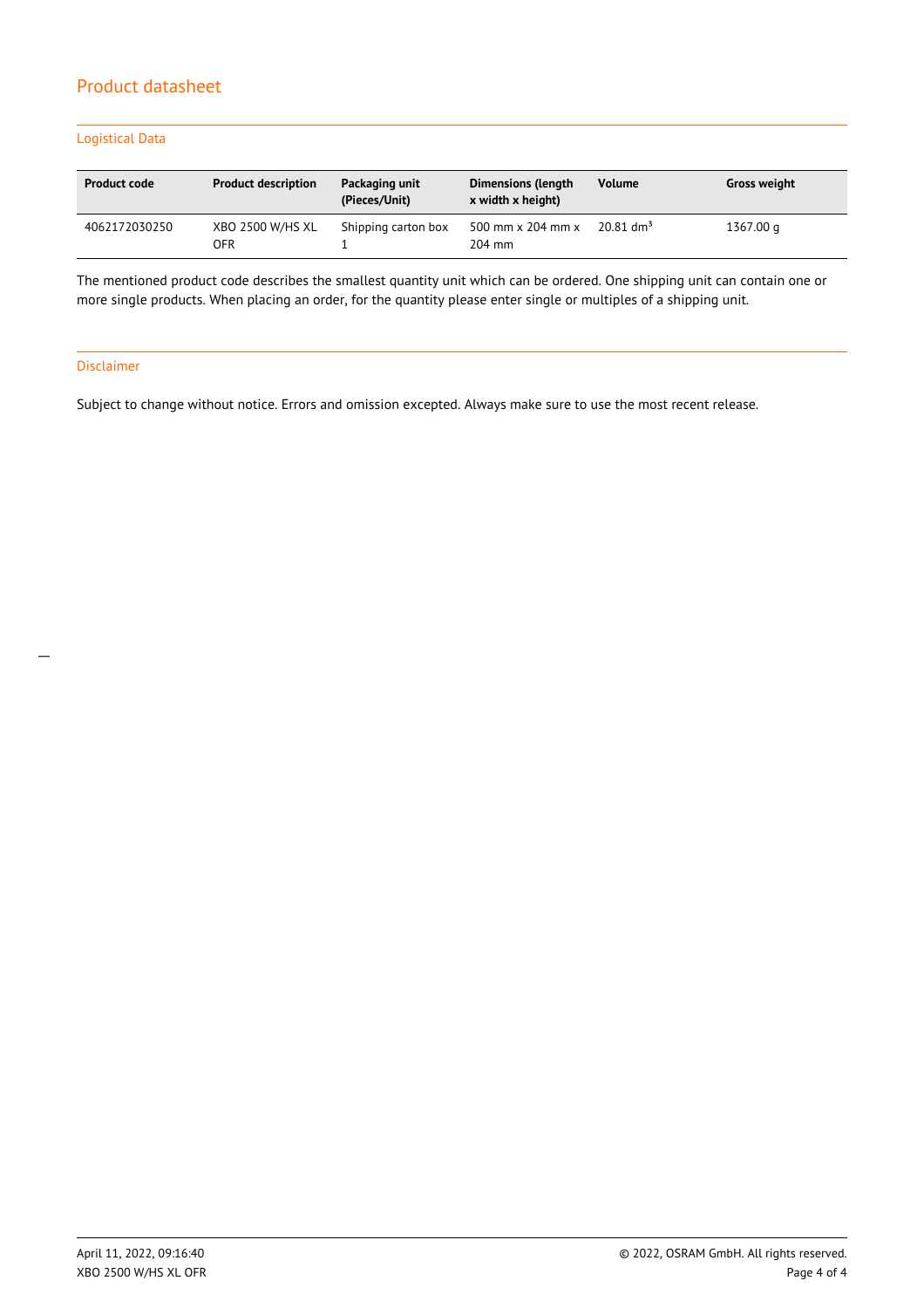# Product datasheet

## Logistical Data

| Product code | Product description | Packaging unit (Pieces/Unit) | Dimensions (length x width x height) | Volume | Gross weight |
|---|---|---|---|---|---|
| 4062172030250 | XBO 2500 W/HS XL OFR | Shipping carton box 1 | 500 mm x 204 mm x 204 mm | 20.81 $dm^3$ | 1367.00 g |

The mentioned product code describes the smallest quantity unit which can be ordered. One shipping unit can contain one or more single products. When placing an order, for the quantity please enter single or multiples of a shipping unit.

## Disclaimer

Subject to change without notice. Errors and omission excepted. Always make sure to use the most recent release.